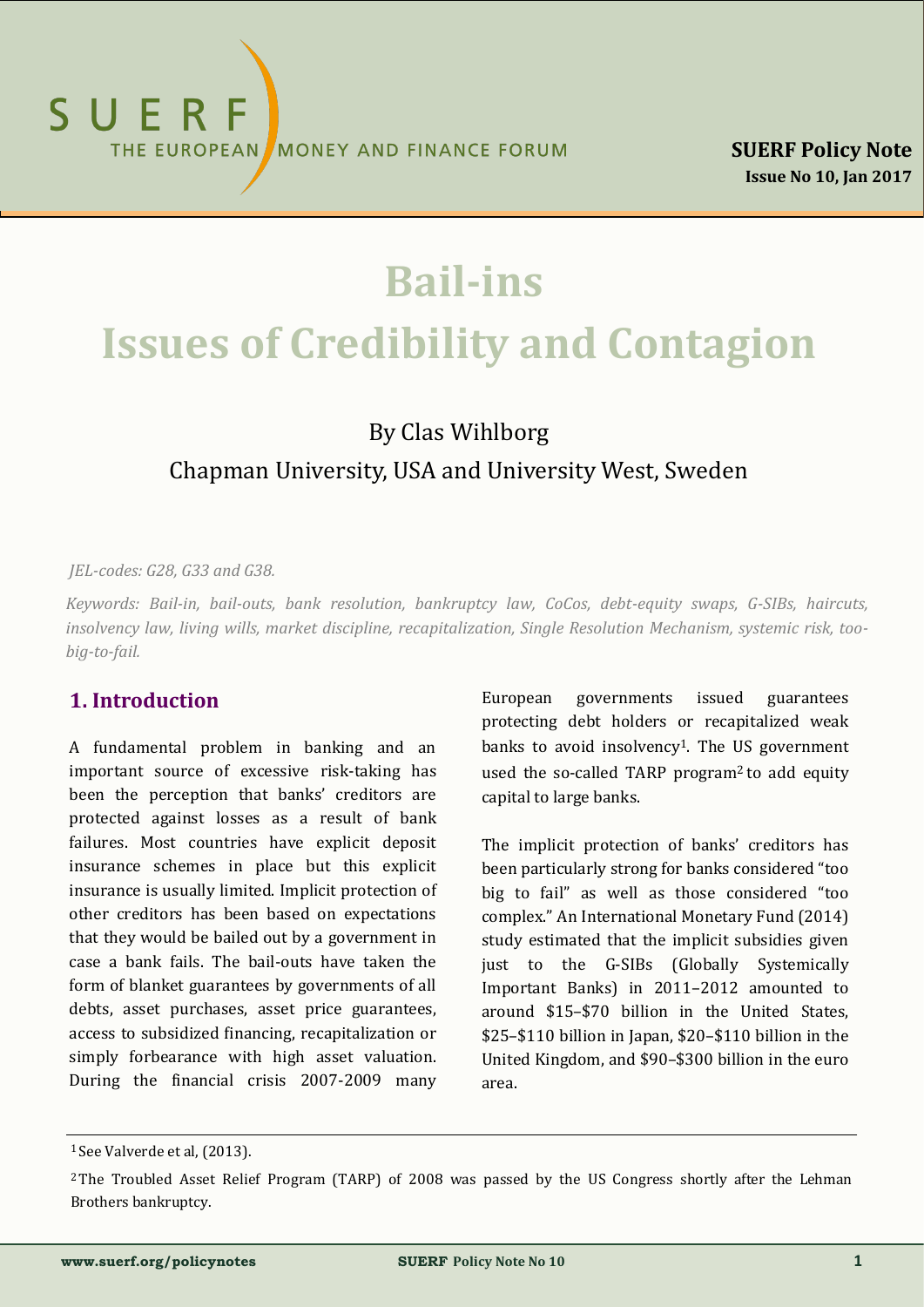SUERF THE EUROPEAN MONEY AND FINANCE FORUM

**SUERF Policy Note**
**Issue No 10, Jan 2017**

# Bail-ins
# Issues of Credibility and Contagion

By Clas Wihlborg

Chapman University, USA and University West, Sweden

*JEL-codes: G28, G33 and G38.*

*Keywords: Bail-in, bail-outs, bank resolution, bankruptcy law, CoCos, debt-equity swaps, G-SIBs, haircuts, insolvency law, living wills, market discipline, recapitalization, Single Resolution Mechanism, systemic risk, too-big-to-fail.*

## 1. Introduction

A fundamental problem in banking and an important source of excessive risk-taking has been the perception that banks' creditors are protected against losses as a result of bank failures. Most countries have explicit deposit insurance schemes in place but this explicit insurance is usually limited. Implicit protection of other creditors has been based on expectations that they would be bailed out by a government in case a bank fails. The bail-outs have taken the form of blanket guarantees by governments of all debts, asset purchases, asset price guarantees, access to subsidized financing, recapitalization or simply forbearance with high asset valuation. During the financial crisis 2007-2009 many European governments issued guarantees protecting debt holders or recapitalized weak banks to avoid insolvency[1]. The US government used the so-called TARP program[2] to add equity capital to large banks.

The implicit protection of banks' creditors has been particularly strong for banks considered "too big to fail" as well as those considered "too complex." An International Monetary Fund (2014) study estimated that the implicit subsidies given just to the G-SIBs (Globally Systemically Important Banks) in 2011–2012 amounted to around \$15–\$70 billion in the United States, \$25–\$110 billion in Japan, \$20–\$110 billion in the United Kingdom, and \$90–\$300 billion in the euro area.

[1] See Valverde et al, (2013).

[2] The Troubled Asset Relief Program (TARP) of 2008 was passed by the US Congress shortly after the Lehman Brothers bankruptcy.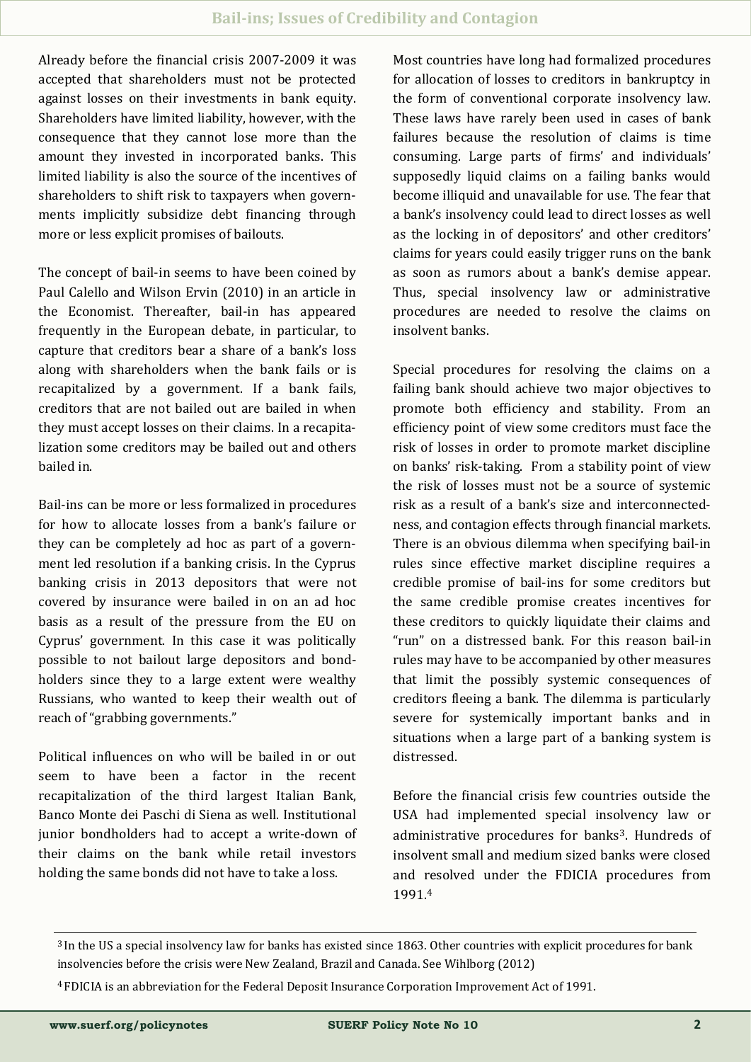Already before the financial crisis 2007-2009 it was accepted that shareholders must not be protected against losses on their investments in bank equity. Shareholders have limited liability, however, with the consequence that they cannot lose more than the amount they invested in incorporated banks. This limited liability is also the source of the incentives of shareholders to shift risk to taxpayers when governments implicitly subsidize debt financing through more or less explicit promises of bailouts.

The concept of bail-in seems to have been coined by Paul Calello and Wilson Ervin (2010) in an article in the Economist. Thereafter, bail-in has appeared frequently in the European debate, in particular, to capture that creditors bear a share of a bank's loss along with shareholders when the bank fails or is recapitalized by a government. If a bank fails, creditors that are not bailed out are bailed in when they must accept losses on their claims. In a recapitalization some creditors may be bailed out and others bailed in.

Bail-ins can be more or less formalized in procedures for how to allocate losses from a bank's failure or they can be completely ad hoc as part of a government led resolution if a banking crisis. In the Cyprus banking crisis in 2013 depositors that were not covered by insurance were bailed in on an ad hoc basis as a result of the pressure from the EU on Cyprus' government. In this case it was politically possible to not bailout large depositors and bondholders since they to a large extent were wealthy Russians, who wanted to keep their wealth out of reach of "grabbing governments."

Political influences on who will be bailed in or out seem to have been a factor in the recent recapitalization of the third largest Italian Bank, Banco Monte dei Paschi di Siena as well. Institutional junior bondholders had to accept a write-down of their claims on the bank while retail investors holding the same bonds did not have to take a loss.

Most countries have long had formalized procedures for allocation of losses to creditors in bankruptcy in the form of conventional corporate insolvency law. These laws have rarely been used in cases of bank failures because the resolution of claims is time consuming. Large parts of firms' and individuals' supposedly liquid claims on a failing banks would become illiquid and unavailable for use. The fear that a bank's insolvency could lead to direct losses as well as the locking in of depositors' and other creditors' claims for years could easily trigger runs on the bank as soon as rumors about a bank's demise appear. Thus, special insolvency law or administrative procedures are needed to resolve the claims on insolvent banks.

Special procedures for resolving the claims on a failing bank should achieve two major objectives to promote both efficiency and stability. From an efficiency point of view some creditors must face the risk of losses in order to promote market discipline on banks' risk-taking. From a stability point of view the risk of losses must not be a source of systemic risk as a result of a bank's size and interconnectedness, and contagion effects through financial markets. There is an obvious dilemma when specifying bail-in rules since effective market discipline requires a credible promise of bail-ins for some creditors but the same credible promise creates incentives for these creditors to quickly liquidate their claims and "run" on a distressed bank. For this reason bail-in rules may have to be accompanied by other measures that limit the possibly systemic consequences of creditors fleeing a bank. The dilemma is particularly severe for systemically important banks and in situations when a large part of a banking system is distressed.

Before the financial crisis few countries outside the USA had implemented special insolvency law or administrative procedures for banks[3]. Hundreds of insolvent small and medium sized banks were closed and resolved under the FDICIA procedures from 1991.[4]

---

[3] In the US a special insolvency law for banks has existed since 1863. Other countries with explicit procedures for bank insolvencies before the crisis were New Zealand, Brazil and Canada. See Wihlborg (2012)

[4] FDICIA is an abbreviation for the Federal Deposit Insurance Corporation Improvement Act of 1991.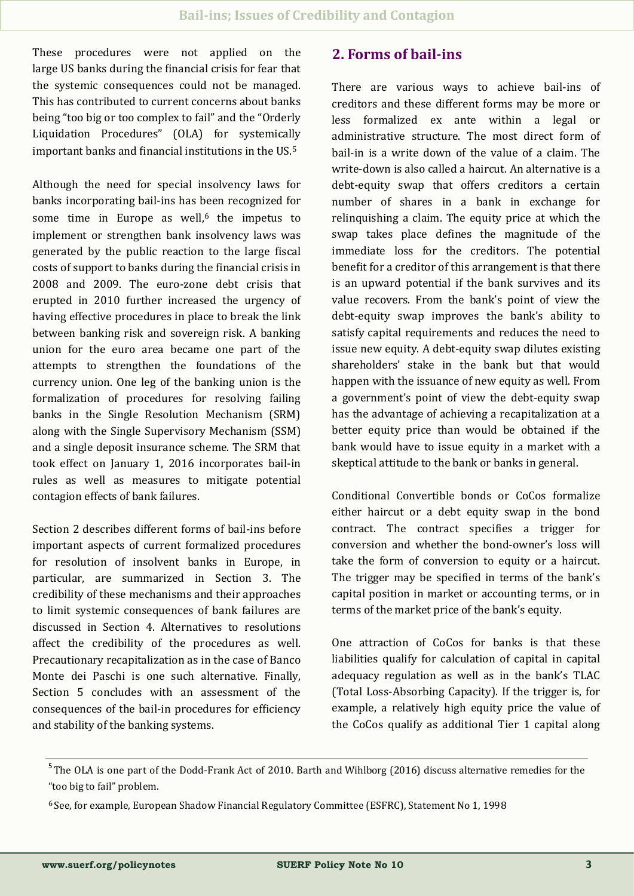These procedures were not applied on the large US banks during the financial crisis for fear that the systemic consequences could not be managed. This has contributed to current concerns about banks being "too big or too complex to fail" and the "Orderly Liquidation Procedures" (OLA) for systemically important banks and financial institutions in the US.[5]

Although the need for special insolvency laws for banks incorporating bail-ins has been recognized for some time in Europe as well,[6] the impetus to implement or strengthen bank insolvency laws was generated by the public reaction to the large fiscal costs of support to banks during the financial crisis in 2008 and 2009. The euro-zone debt crisis that erupted in 2010 further increased the urgency of having effective procedures in place to break the link between banking risk and sovereign risk. A banking union for the euro area became one part of the attempts to strengthen the foundations of the currency union. One leg of the banking union is the formalization of procedures for resolving failing banks in the Single Resolution Mechanism (SRM) along with the Single Supervisory Mechanism (SSM) and a single deposit insurance scheme. The SRM that took effect on January 1, 2016 incorporates bail-in rules as well as measures to mitigate potential contagion effects of bank failures.

Section 2 describes different forms of bail-ins before important aspects of current formalized procedures for resolution of insolvent banks in Europe, in particular, are summarized in Section 3. The credibility of these mechanisms and their approaches to limit systemic consequences of bank failures are discussed in Section 4. Alternatives to resolutions affect the credibility of the procedures as well. Precautionary recapitalization as in the case of Banco Monte dei Paschi is one such alternative. Finally, Section 5 concludes with an assessment of the consequences of the bail-in procedures for efficiency and stability of the banking systems.

## 2. Forms of bail-ins

There are various ways to achieve bail-ins of creditors and these different forms may be more or less formalized ex ante within a legal or administrative structure. The most direct form of bail-in is a write down of the value of a claim. The write-down is also called a haircut. An alternative is a debt-equity swap that offers creditors a certain number of shares in a bank in exchange for relinquishing a claim. The equity price at which the swap takes place defines the magnitude of the immediate loss for the creditors. The potential benefit for a creditor of this arrangement is that there is an upward potential if the bank survives and its value recovers. From the bank's point of view the debt-equity swap improves the bank's ability to satisfy capital requirements and reduces the need to issue new equity. A debt-equity swap dilutes existing shareholders' stake in the bank but that would happen with the issuance of new equity as well. From a government's point of view the debt-equity swap has the advantage of achieving a recapitalization at a better equity price than would be obtained if the bank would have to issue equity in a market with a skeptical attitude to the bank or banks in general.

Conditional Convertible bonds or CoCos formalize either haircut or a debt equity swap in the bond contract. The contract specifies a trigger for conversion and whether the bond-owner's loss will take the form of conversion to equity or a haircut. The trigger may be specified in terms of the bank's capital position in market or accounting terms, or in terms of the market price of the bank's equity.

One attraction of CoCos for banks is that these liabilities qualify for calculation of capital in capital adequacy regulation as well as in the bank's TLAC (Total Loss-Absorbing Capacity). If the trigger is, for example, a relatively high equity price the value of the CoCos qualify as additional Tier 1 capital along

[5] The OLA is one part of the Dodd-Frank Act of 2010. Barth and Wihlborg (2016) discuss alternative remedies for the "too big to fail" problem.

[6] See, for example, European Shadow Financial Regulatory Committee (ESFRC), Statement No 1, 1998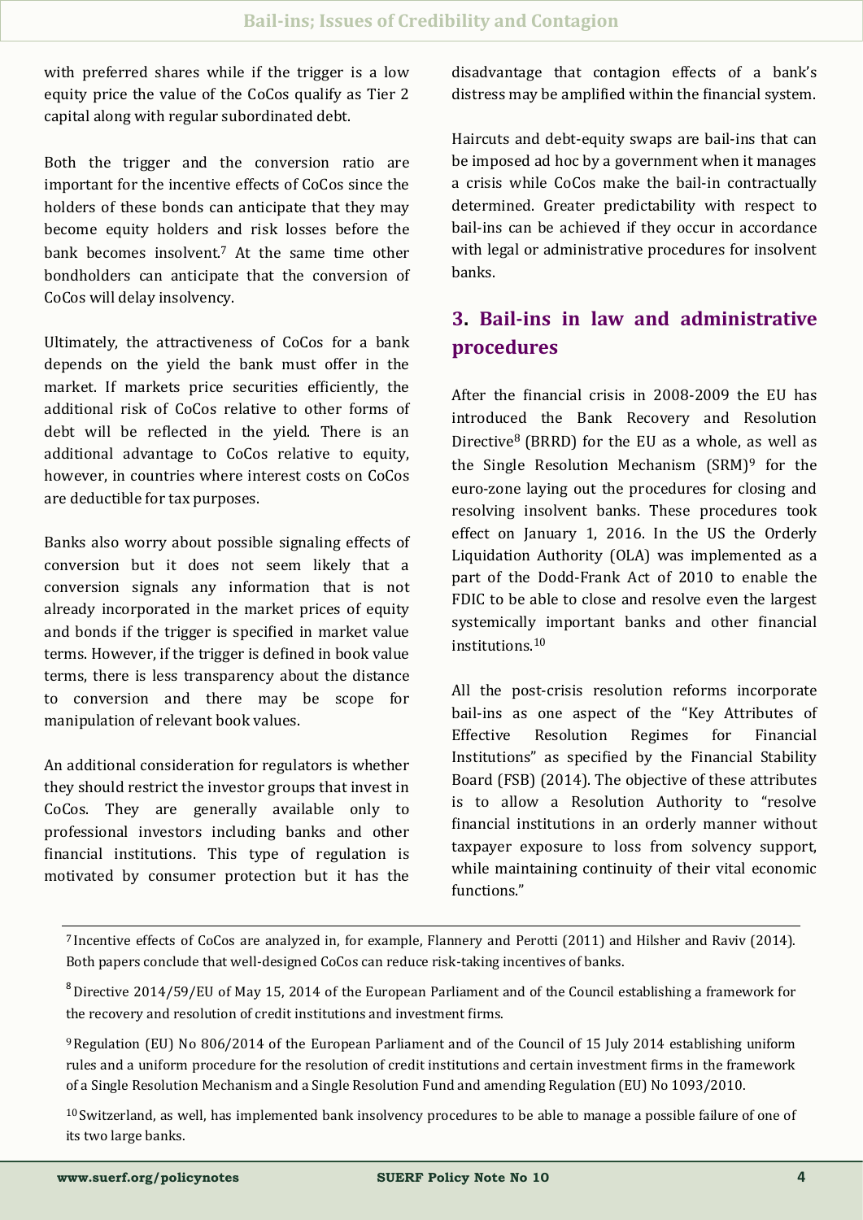with preferred shares while if the trigger is a low equity price the value of the CoCos qualify as Tier 2 capital along with regular subordinated debt.

Both the trigger and the conversion ratio are important for the incentive effects of CoCos since the holders of these bonds can anticipate that they may become equity holders and risk losses before the bank becomes insolvent.[7] At the same time other bondholders can anticipate that the conversion of CoCos will delay insolvency.

Ultimately, the attractiveness of CoCos for a bank depends on the yield the bank must offer in the market. If markets price securities efficiently, the additional risk of CoCos relative to other forms of debt will be reflected in the yield. There is an additional advantage to CoCos relative to equity, however, in countries where interest costs on CoCos are deductible for tax purposes.

Banks also worry about possible signaling effects of conversion but it does not seem likely that a conversion signals any information that is not already incorporated in the market prices of equity and bonds if the trigger is specified in market value terms. However, if the trigger is defined in book value terms, there is less transparency about the distance to conversion and there may be scope for manipulation of relevant book values.

An additional consideration for regulators is whether they should restrict the investor groups that invest in CoCos. They are generally available only to professional investors including banks and other financial institutions. This type of regulation is motivated by consumer protection but it has the disadvantage that contagion effects of a bank's distress may be amplified within the financial system.

Haircuts and debt-equity swaps are bail-ins that can be imposed ad hoc by a government when it manages a crisis while CoCos make the bail-in contractually determined. Greater predictability with respect to bail-ins can be achieved if they occur in accordance with legal or administrative procedures for insolvent banks.

## 3. Bail-ins in law and administrative procedures

After the financial crisis in 2008-2009 the EU has introduced the Bank Recovery and Resolution Directive[8] (BRRD) for the EU as a whole, as well as the Single Resolution Mechanism (SRM)[9] for the euro-zone laying out the procedures for closing and resolving insolvent banks. These procedures took effect on January 1, 2016. In the US the Orderly Liquidation Authority (OLA) was implemented as a part of the Dodd-Frank Act of 2010 to enable the FDIC to be able to close and resolve even the largest systemically important banks and other financial institutions.[10]

All the post-crisis resolution reforms incorporate bail-ins as one aspect of the "Key Attributes of Effective Resolution Regimes for Financial Institutions" as specified by the Financial Stability Board (FSB) (2014). The objective of these attributes is to allow a Resolution Authority to "resolve financial institutions in an orderly manner without taxpayer exposure to loss from solvency support, while maintaining continuity of their vital economic functions."

---

[7] Incentive effects of CoCos are analyzed in, for example, Flannery and Perotti (2011) and Hilsher and Raviv (2014). Both papers conclude that well-designed CoCos can reduce risk-taking incentives of banks.

[8] Directive 2014/59/EU of May 15, 2014 of the European Parliament and of the Council establishing a framework for the recovery and resolution of credit institutions and investment firms.

[9] Regulation (EU) No 806/2014 of the European Parliament and of the Council of 15 July 2014 establishing uniform rules and a uniform procedure for the resolution of credit institutions and certain investment firms in the framework of a Single Resolution Mechanism and a Single Resolution Fund and amending Regulation (EU) No 1093/2010.

[10] Switzerland, as well, has implemented bank insolvency procedures to be able to manage a possible failure of one of its two large banks.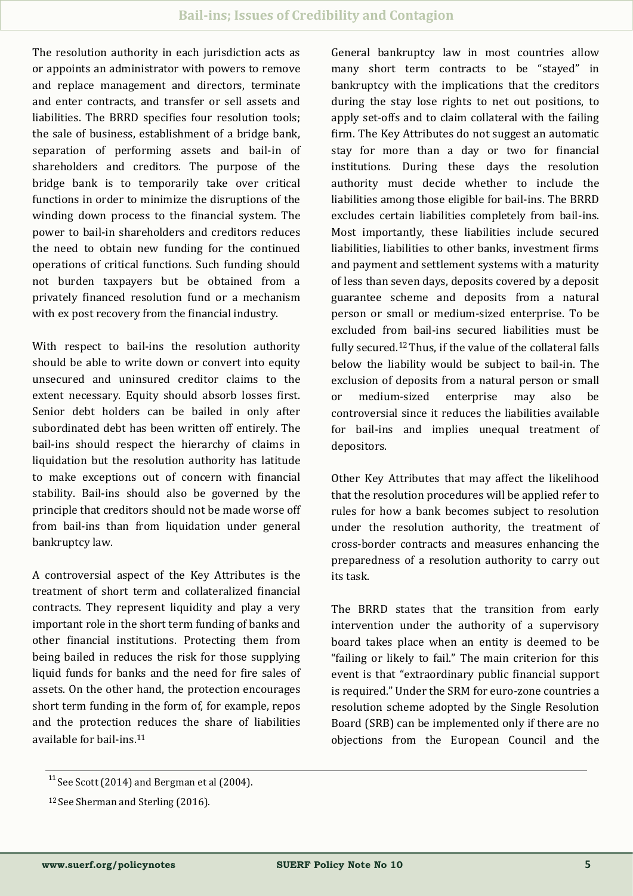The resolution authority in each jurisdiction acts as or appoints an administrator with powers to remove and replace management and directors, terminate and enter contracts, and transfer or sell assets and liabilities. The BRRD specifies four resolution tools; the sale of business, establishment of a bridge bank, separation of performing assets and bail-in of shareholders and creditors. The purpose of the bridge bank is to temporarily take over critical functions in order to minimize the disruptions of the winding down process to the financial system. The power to bail-in shareholders and creditors reduces the need to obtain new funding for the continued operations of critical functions. Such funding should not burden taxpayers but be obtained from a privately financed resolution fund or a mechanism with ex post recovery from the financial industry.

With respect to bail-ins the resolution authority should be able to write down or convert into equity unsecured and uninsured creditor claims to the extent necessary. Equity should absorb losses first. Senior debt holders can be bailed in only after subordinated debt has been written off entirely. The bail-ins should respect the hierarchy of claims in liquidation but the resolution authority has latitude to make exceptions out of concern with financial stability. Bail-ins should also be governed by the principle that creditors should not be made worse off from bail-ins than from liquidation under general bankruptcy law.

A controversial aspect of the Key Attributes is the treatment of short term and collateralized financial contracts. They represent liquidity and play a very important role in the short term funding of banks and other financial institutions. Protecting them from being bailed in reduces the risk for those supplying liquid funds for banks and the need for fire sales of assets. On the other hand, the protection encourages short term funding in the form of, for example, repos and the protection reduces the share of liabilities available for bail-ins.[11]

General bankruptcy law in most countries allow many short term contracts to be "stayed" in bankruptcy with the implications that the creditors during the stay lose rights to net out positions, to apply set-offs and to claim collateral with the failing firm. The Key Attributes do not suggest an automatic stay for more than a day or two for financial institutions. During these days the resolution authority must decide whether to include the liabilities among those eligible for bail-ins. The BRRD excludes certain liabilities completely from bail-ins. Most importantly, these liabilities include secured liabilities, liabilities to other banks, investment firms and payment and settlement systems with a maturity of less than seven days, deposits covered by a deposit guarantee scheme and deposits from a natural person or small or medium-sized enterprise. To be excluded from bail-ins secured liabilities must be fully secured.[12] Thus, if the value of the collateral falls below the liability would be subject to bail-in. The exclusion of deposits from a natural person or small or medium-sized enterprise may also be controversial since it reduces the liabilities available for bail-ins and implies unequal treatment of depositors.

Other Key Attributes that may affect the likelihood that the resolution procedures will be applied refer to rules for how a bank becomes subject to resolution under the resolution authority, the treatment of cross-border contracts and measures enhancing the preparedness of a resolution authority to carry out its task.

The BRRD states that the transition from early intervention under the authority of a supervisory board takes place when an entity is deemed to be "failing or likely to fail." The main criterion for this event is that "extraordinary public financial support is required." Under the SRM for euro-zone countries a resolution scheme adopted by the Single Resolution Board (SRB) can be implemented only if there are no objections from the European Council and the

---

[11] See Scott (2014) and Bergman et al (2004).

[12] See Sherman and Sterling (2016).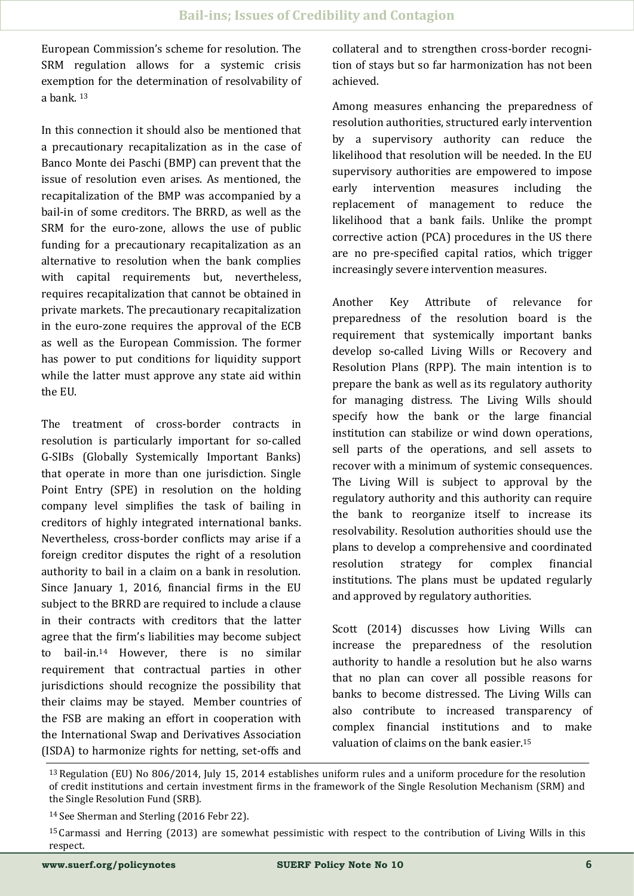European Commission's scheme for resolution. The SRM regulation allows for a systemic crisis exemption for the determination of resolvability of a bank. [13]

In this connection it should also be mentioned that a precautionary recapitalization as in the case of Banco Monte dei Paschi (BMP) can prevent that the issue of resolution even arises. As mentioned, the recapitalization of the BMP was accompanied by a bail-in of some creditors. The BRRD, as well as the SRM for the euro-zone, allows the use of public funding for a precautionary recapitalization as an alternative to resolution when the bank complies with capital requirements but, nevertheless, requires recapitalization that cannot be obtained in private markets. The precautionary recapitalization in the euro-zone requires the approval of the ECB as well as the European Commission. The former has power to put conditions for liquidity support while the latter must approve any state aid within the EU.

The treatment of cross-border contracts in resolution is particularly important for so-called G-SIBs (Globally Systemically Important Banks) that operate in more than one jurisdiction. Single Point Entry (SPE) in resolution on the holding company level simplifies the task of bailing in creditors of highly integrated international banks. Nevertheless, cross-border conflicts may arise if a foreign creditor disputes the right of a resolution authority to bail in a claim on a bank in resolution. Since January 1, 2016, financial firms in the EU subject to the BRRD are required to include a clause in their contracts with creditors that the latter agree that the firm's liabilities may become subject to bail-in.[14] However, there is no similar requirement that contractual parties in other jurisdictions should recognize the possibility that their claims may be stayed. Member countries of the FSB are making an effort in cooperation with the International Swap and Derivatives Association (ISDA) to harmonize rights for netting, set-offs and collateral and to strengthen cross-border recognition of stays but so far harmonization has not been achieved.

Among measures enhancing the preparedness of resolution authorities, structured early intervention by a supervisory authority can reduce the likelihood that resolution will be needed. In the EU supervisory authorities are empowered to impose early intervention measures including the replacement of management to reduce the likelihood that a bank fails. Unlike the prompt corrective action (PCA) procedures in the US there are no pre-specified capital ratios, which trigger increasingly severe intervention measures.

Another Key Attribute of relevance for preparedness of the resolution board is the requirement that systemically important banks develop so-called Living Wills or Recovery and Resolution Plans (RPP). The main intention is to prepare the bank as well as its regulatory authority for managing distress. The Living Wills should specify how the bank or the large financial institution can stabilize or wind down operations, sell parts of the operations, and sell assets to recover with a minimum of systemic consequences. The Living Will is subject to approval by the regulatory authority and this authority can require the bank to reorganize itself to increase its resolvability. Resolution authorities should use the plans to develop a comprehensive and coordinated resolution strategy for complex financial institutions. The plans must be updated regularly and approved by regulatory authorities.

Scott (2014) discusses how Living Wills can increase the preparedness of the resolution authority to handle a resolution but he also warns that no plan can cover all possible reasons for banks to become distressed. The Living Wills can also contribute to increased transparency of complex financial institutions and to make valuation of claims on the bank easier.[15]

---

[13] Regulation (EU) No 806/2014, July 15, 2014 establishes uniform rules and a uniform procedure for the resolution of credit institutions and certain investment firms in the framework of the Single Resolution Mechanism (SRM) and the Single Resolution Fund (SRB).

[14] See Sherman and Sterling (2016 Febr 22).

[15] Carmassi and Herring (2013) are somewhat pessimistic with respect to the contribution of Living Wills in this respect.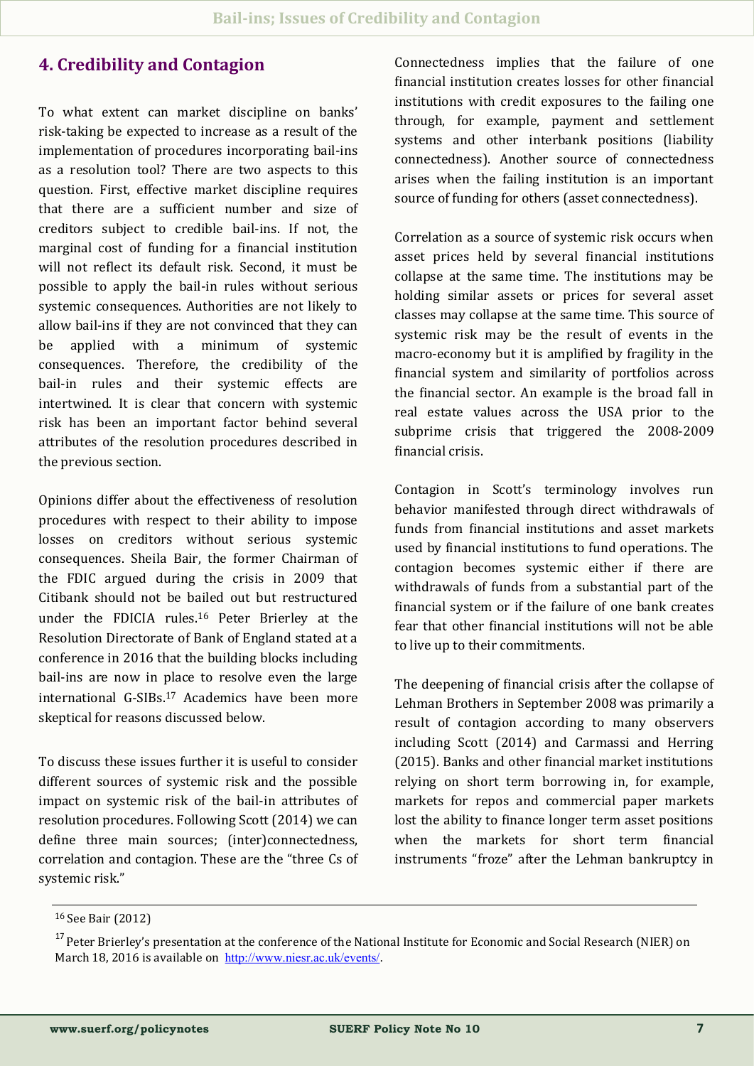## 4. Credibility and Contagion

To what extent can market discipline on banks' risk-taking be expected to increase as a result of the implementation of procedures incorporating bail-ins as a resolution tool? There are two aspects to this question. First, effective market discipline requires that there are a sufficient number and size of creditors subject to credible bail-ins. If not, the marginal cost of funding for a financial institution will not reflect its default risk. Second, it must be possible to apply the bail-in rules without serious systemic consequences. Authorities are not likely to allow bail-ins if they are not convinced that they can be applied with a minimum of systemic consequences. Therefore, the credibility of the bail-in rules and their systemic effects are intertwined. It is clear that concern with systemic risk has been an important factor behind several attributes of the resolution procedures described in the previous section.

Opinions differ about the effectiveness of resolution procedures with respect to their ability to impose losses on creditors without serious systemic consequences. Sheila Bair, the former Chairman of the FDIC argued during the crisis in 2009 that Citibank should not be bailed out but restructured under the FDICIA rules.[16] Peter Brierley at the Resolution Directorate of Bank of England stated at a conference in 2016 that the building blocks including bail-ins are now in place to resolve even the large international G-SIBs.[17] Academics have been more skeptical for reasons discussed below.

To discuss these issues further it is useful to consider different sources of systemic risk and the possible impact on systemic risk of the bail-in attributes of resolution procedures. Following Scott (2014) we can define three main sources; (inter)connectedness, correlation and contagion. These are the "three Cs of systemic risk."

Connectedness implies that the failure of one financial institution creates losses for other financial institutions with credit exposures to the failing one through, for example, payment and settlement systems and other interbank positions (liability connectedness). Another source of connectedness arises when the failing institution is an important source of funding for others (asset connectedness).

Correlation as a source of systemic risk occurs when asset prices held by several financial institutions collapse at the same time. The institutions may be holding similar assets or prices for several asset classes may collapse at the same time. This source of systemic risk may be the result of events in the macro-economy but it is amplified by fragility in the financial system and similarity of portfolios across the financial sector. An example is the broad fall in real estate values across the USA prior to the subprime crisis that triggered the 2008-2009 financial crisis.

Contagion in Scott's terminology involves run behavior manifested through direct withdrawals of funds from financial institutions and asset markets used by financial institutions to fund operations. The contagion becomes systemic either if there are withdrawals of funds from a substantial part of the financial system or if the failure of one bank creates fear that other financial institutions will not be able to live up to their commitments.

The deepening of financial crisis after the collapse of Lehman Brothers in September 2008 was primarily a result of contagion according to many observers including Scott (2014) and Carmassi and Herring (2015). Banks and other financial market institutions relying on short term borrowing in, for example, markets for repos and commercial paper markets lost the ability to finance longer term asset positions when the markets for short term financial instruments "froze" after the Lehman bankruptcy in

---

[16] See Bair (2012)

[17] Peter Brierley's presentation at the conference of the National Institute for Economic and Social Research (NIER) on March 18, 2016 is available on http://www.niesr.ac.uk/events/.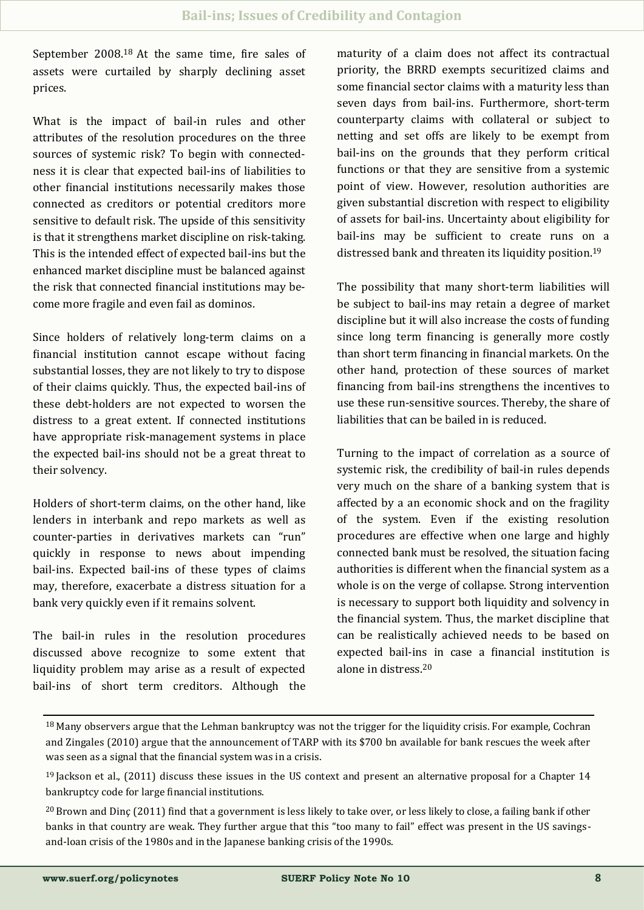September 2008.[18] At the same time, fire sales of assets were curtailed by sharply declining asset prices.

What is the impact of bail-in rules and other attributes of the resolution procedures on the three sources of systemic risk? To begin with connectedness it is clear that expected bail-ins of liabilities to other financial institutions necessarily makes those connected as creditors or potential creditors more sensitive to default risk. The upside of this sensitivity is that it strengthens market discipline on risk-taking. This is the intended effect of expected bail-ins but the enhanced market discipline must be balanced against the risk that connected financial institutions may become more fragile and even fail as dominos.

Since holders of relatively long-term claims on a financial institution cannot escape without facing substantial losses, they are not likely to try to dispose of their claims quickly. Thus, the expected bail-ins of these debt-holders are not expected to worsen the distress to a great extent. If connected institutions have appropriate risk-management systems in place the expected bail-ins should not be a great threat to their solvency.

Holders of short-term claims, on the other hand, like lenders in interbank and repo markets as well as counter-parties in derivatives markets can "run" quickly in response to news about impending bail-ins. Expected bail-ins of these types of claims may, therefore, exacerbate a distress situation for a bank very quickly even if it remains solvent.

The bail-in rules in the resolution procedures discussed above recognize to some extent that liquidity problem may arise as a result of expected bail-ins of short term creditors. Although the maturity of a claim does not affect its contractual priority, the BRRD exempts securitized claims and some financial sector claims with a maturity less than seven days from bail-ins. Furthermore, short-term counterparty claims with collateral or subject to netting and set offs are likely to be exempt from bail-ins on the grounds that they perform critical functions or that they are sensitive from a systemic point of view. However, resolution authorities are given substantial discretion with respect to eligibility of assets for bail-ins. Uncertainty about eligibility for bail-ins may be sufficient to create runs on a distressed bank and threaten its liquidity position.[19]

The possibility that many short-term liabilities will be subject to bail-ins may retain a degree of market discipline but it will also increase the costs of funding since long term financing is generally more costly than short term financing in financial markets. On the other hand, protection of these sources of market financing from bail-ins strengthens the incentives to use these run-sensitive sources. Thereby, the share of liabilities that can be bailed in is reduced.

Turning to the impact of correlation as a source of systemic risk, the credibility of bail-in rules depends very much on the share of a banking system that is affected by a an economic shock and on the fragility of the system. Even if the existing resolution procedures are effective when one large and highly connected bank must be resolved, the situation facing authorities is different when the financial system as a whole is on the verge of collapse. Strong intervention is necessary to support both liquidity and solvency in the financial system. Thus, the market discipline that can be realistically achieved needs to be based on expected bail-ins in case a financial institution is alone in distress.[20]

---

[18] Many observers argue that the Lehman bankruptcy was not the trigger for the liquidity crisis. For example, Cochran and Zingales (2010) argue that the announcement of TARP with its $700 bn available for bank rescues the week after was seen as a signal that the financial system was in a crisis.

[19] Jackson et al., (2011) discuss these issues in the US context and present an alternative proposal for a Chapter 14 bankruptcy code for large financial institutions.

[20] Brown and Dinç (2011) find that a government is less likely to take over, or less likely to close, a failing bank if other banks in that country are weak. They further argue that this "too many to fail" effect was present in the US savings-and-loan crisis of the 1980s and in the Japanese banking crisis of the 1990s.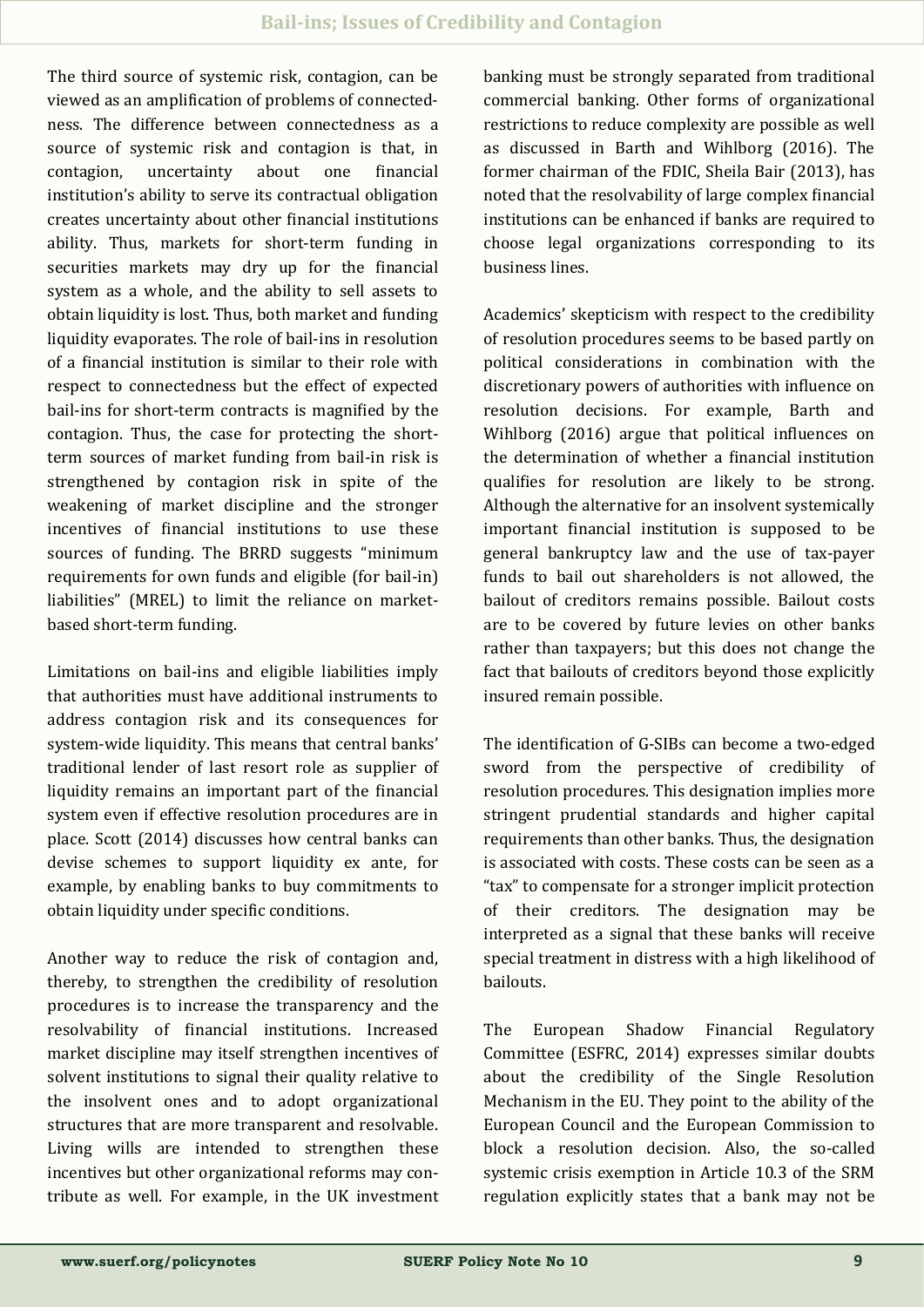The third source of systemic risk, contagion, can be viewed as an amplification of problems of connectedness. The difference between connectedness as a source of systemic risk and contagion is that, in contagion, uncertainty about one financial institution's ability to serve its contractual obligation creates uncertainty about other financial institutions ability. Thus, markets for short-term funding in securities markets may dry up for the financial system as a whole, and the ability to sell assets to obtain liquidity is lost. Thus, both market and funding liquidity evaporates. The role of bail-ins in resolution of a financial institution is similar to their role with respect to connectedness but the effect of expected bail-ins for short-term contracts is magnified by the contagion. Thus, the case for protecting the short-term sources of market funding from bail-in risk is strengthened by contagion risk in spite of the weakening of market discipline and the stronger incentives of financial institutions to use these sources of funding. The BRRD suggests "minimum requirements for own funds and eligible (for bail-in) liabilities" (MREL) to limit the reliance on market-based short-term funding.

Limitations on bail-ins and eligible liabilities imply that authorities must have additional instruments to address contagion risk and its consequences for system-wide liquidity. This means that central banks' traditional lender of last resort role as supplier of liquidity remains an important part of the financial system even if effective resolution procedures are in place. Scott (2014) discusses how central banks can devise schemes to support liquidity ex ante, for example, by enabling banks to buy commitments to obtain liquidity under specific conditions.

Another way to reduce the risk of contagion and, thereby, to strengthen the credibility of resolution procedures is to increase the transparency and the resolvability of financial institutions. Increased market discipline may itself strengthen incentives of solvent institutions to signal their quality relative to the insolvent ones and to adopt organizational structures that are more transparent and resolvable. Living wills are intended to strengthen these incentives but other organizational reforms may contribute as well. For example, in the UK investment banking must be strongly separated from traditional commercial banking. Other forms of organizational restrictions to reduce complexity are possible as well as discussed in Barth and Wihlborg (2016). The former chairman of the FDIC, Sheila Bair (2013), has noted that the resolvability of large complex financial institutions can be enhanced if banks are required to choose legal organizations corresponding to its business lines.

Academics' skepticism with respect to the credibility of resolution procedures seems to be based partly on political considerations in combination with the discretionary powers of authorities with influence on resolution decisions. For example, Barth and Wihlborg (2016) argue that political influences on the determination of whether a financial institution qualifies for resolution are likely to be strong. Although the alternative for an insolvent systemically important financial institution is supposed to be general bankruptcy law and the use of tax-payer funds to bail out shareholders is not allowed, the bailout of creditors remains possible. Bailout costs are to be covered by future levies on other banks rather than taxpayers; but this does not change the fact that bailouts of creditors beyond those explicitly insured remain possible.

The identification of G-SIBs can become a two-edged sword from the perspective of credibility of resolution procedures. This designation implies more stringent prudential standards and higher capital requirements than other banks. Thus, the designation is associated with costs. These costs can be seen as a "tax" to compensate for a stronger implicit protection of their creditors. The designation may be interpreted as a signal that these banks will receive special treatment in distress with a high likelihood of bailouts.

The European Shadow Financial Regulatory Committee (ESFRC, 2014) expresses similar doubts about the credibility of the Single Resolution Mechanism in the EU. They point to the ability of the European Council and the European Commission to block a resolution decision. Also, the so-called systemic crisis exemption in Article 10.3 of the SRM regulation explicitly states that a bank may not be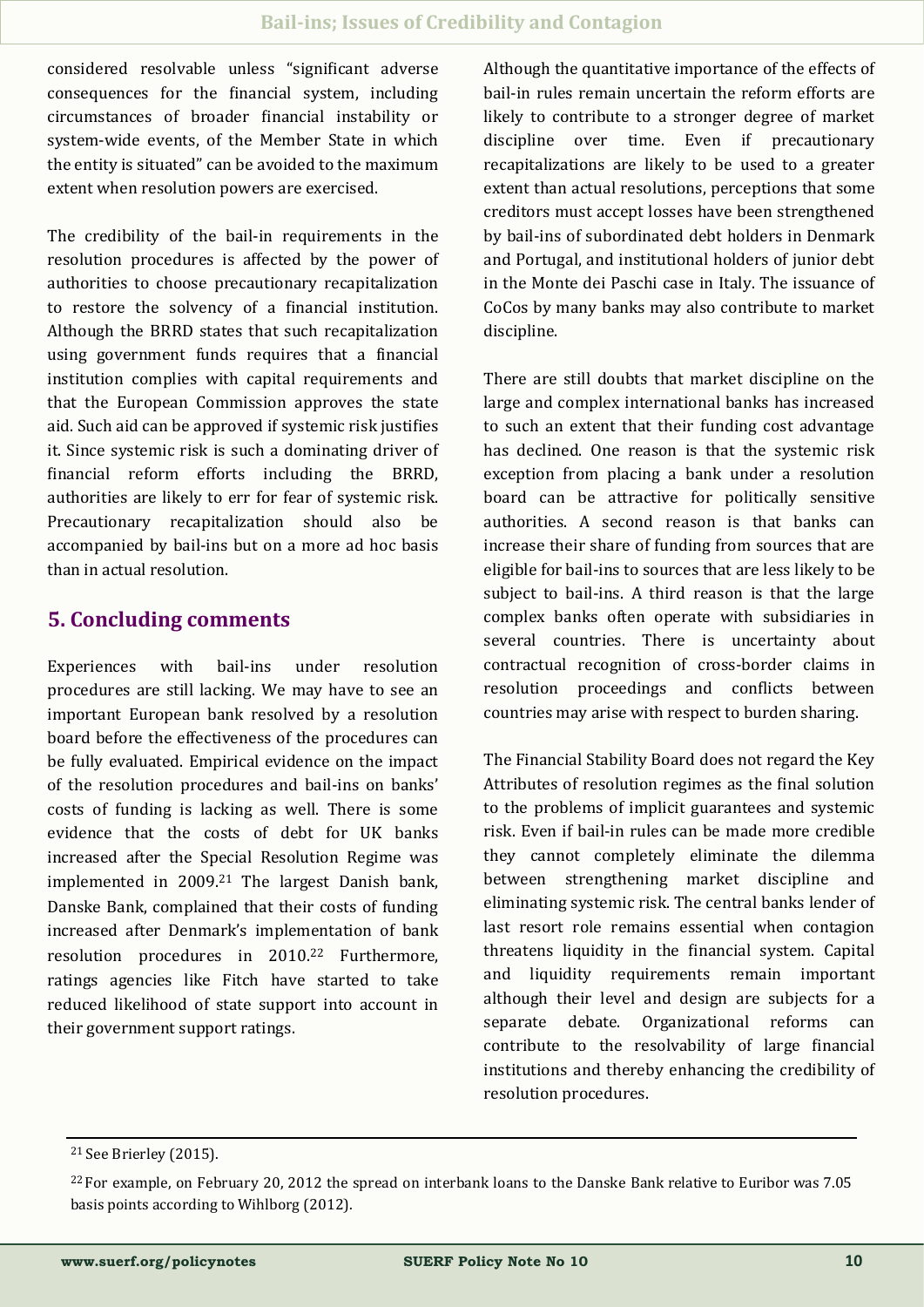considered resolvable unless "significant adverse consequences for the financial system, including circumstances of broader financial instability or system-wide events, of the Member State in which the entity is situated" can be avoided to the maximum extent when resolution powers are exercised.

The credibility of the bail-in requirements in the resolution procedures is affected by the power of authorities to choose precautionary recapitalization to restore the solvency of a financial institution. Although the BRRD states that such recapitalization using government funds requires that a financial institution complies with capital requirements and that the European Commission approves the state aid. Such aid can be approved if systemic risk justifies it. Since systemic risk is such a dominating driver of financial reform efforts including the BRRD, authorities are likely to err for fear of systemic risk. Precautionary recapitalization should also be accompanied by bail-ins but on a more ad hoc basis than in actual resolution.

## 5. Concluding comments

Experiences with bail-ins under resolution procedures are still lacking. We may have to see an important European bank resolved by a resolution board before the effectiveness of the procedures can be fully evaluated. Empirical evidence on the impact of the resolution procedures and bail-ins on banks' costs of funding is lacking as well. There is some evidence that the costs of debt for UK banks increased after the Special Resolution Regime was implemented in 2009.[21] The largest Danish bank, Danske Bank, complained that their costs of funding increased after Denmark's implementation of bank resolution procedures in 2010.[22] Furthermore, ratings agencies like Fitch have started to take reduced likelihood of state support into account in their government support ratings.

Although the quantitative importance of the effects of bail-in rules remain uncertain the reform efforts are likely to contribute to a stronger degree of market discipline over time. Even if precautionary recapitalizations are likely to be used to a greater extent than actual resolutions, perceptions that some creditors must accept losses have been strengthened by bail-ins of subordinated debt holders in Denmark and Portugal, and institutional holders of junior debt in the Monte dei Paschi case in Italy. The issuance of CoCos by many banks may also contribute to market discipline.

There are still doubts that market discipline on the large and complex international banks has increased to such an extent that their funding cost advantage has declined. One reason is that the systemic risk exception from placing a bank under a resolution board can be attractive for politically sensitive authorities. A second reason is that banks can increase their share of funding from sources that are eligible for bail-ins to sources that are less likely to be subject to bail-ins. A third reason is that the large complex banks often operate with subsidiaries in several countries. There is uncertainty about contractual recognition of cross-border claims in resolution proceedings and conflicts between countries may arise with respect to burden sharing.

The Financial Stability Board does not regard the Key Attributes of resolution regimes as the final solution to the problems of implicit guarantees and systemic risk. Even if bail-in rules can be made more credible they cannot completely eliminate the dilemma between strengthening market discipline and eliminating systemic risk. The central banks lender of last resort role remains essential when contagion threatens liquidity in the financial system. Capital and liquidity requirements remain important although their level and design are subjects for a separate debate. Organizational reforms can contribute to the resolvability of large financial institutions and thereby enhancing the credibility of resolution procedures.

---

[21] See Brierley (2015).

[22] For example, on February 20, 2012 the spread on interbank loans to the Danske Bank relative to Euribor was 7.05 basis points according to Wihlborg (2012).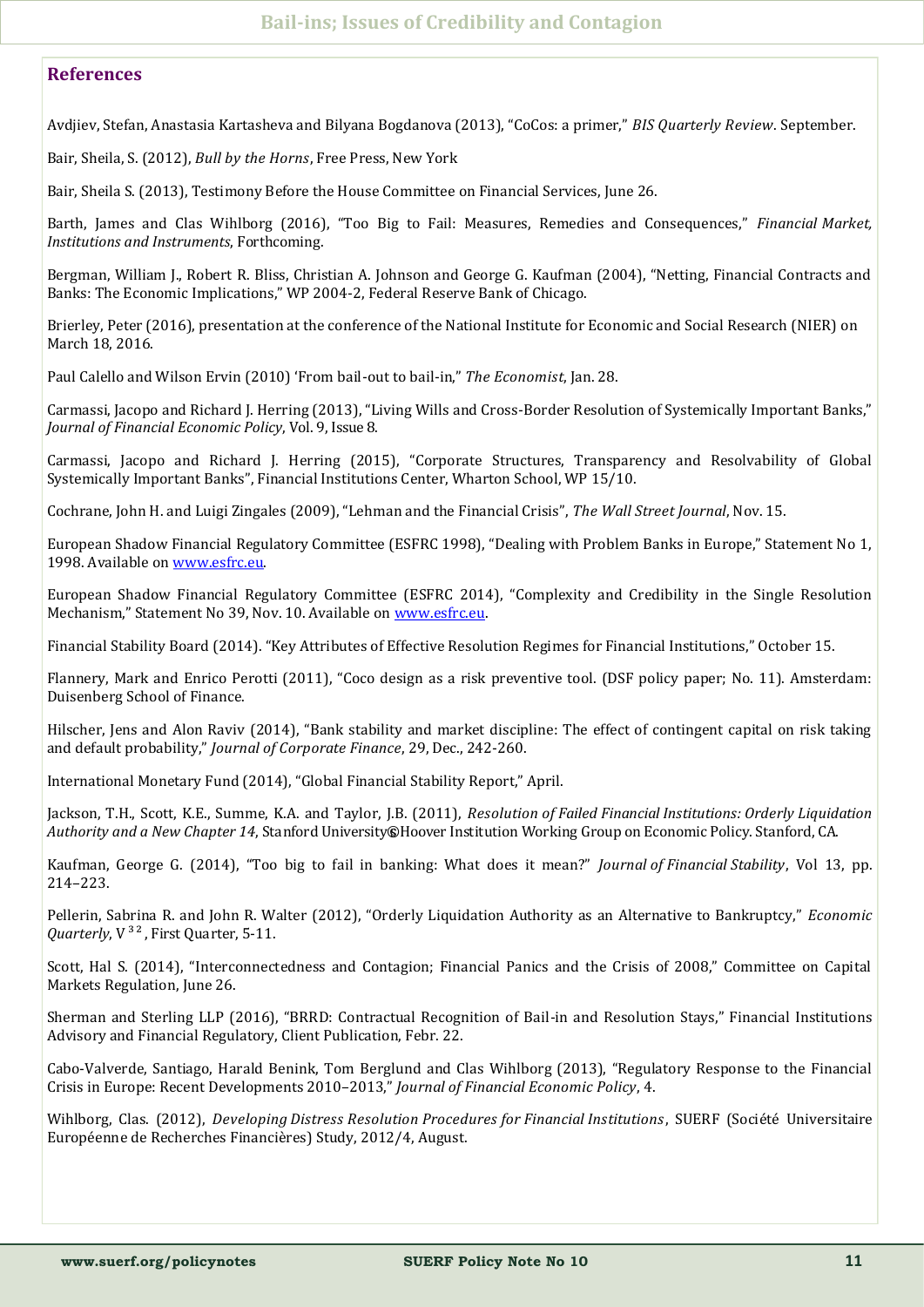## References

Avdjiev, Stefan, Anastasia Kartasheva and Bilyana Bogdanova (2013), "CoCos: a primer," *BIS Quarterly Review*. September.

Bair, Sheila, S. (2012), *Bull by the Horns*, Free Press, New York

Bair, Sheila S. (2013), Testimony Before the House Committee on Financial Services, June 26.

Barth, James and Clas Wihlborg (2016), "Too Big to Fail: Measures, Remedies and Consequences," *Financial Market, Institutions and Instruments*, Forthcoming.

Bergman, William J., Robert R. Bliss, Christian A. Johnson and George G. Kaufman (2004), "Netting, Financial Contracts and Banks: The Economic Implications," WP 2004-2, Federal Reserve Bank of Chicago.

Brierley, Peter (2016), presentation at the conference of the National Institute for Economic and Social Research (NIER) on March 18, 2016.

Paul Calello and Wilson Ervin (2010) 'From bail-out to bail-in," *The Economist*, Jan. 28.

Carmassi, Jacopo and Richard J. Herring (2013), "Living Wills and Cross-Border Resolution of Systemically Important Banks," *Journal of Financial Economic Policy*, Vol. 9, Issue 8.

Carmassi, Jacopo and Richard J. Herring (2015), "Corporate Structures, Transparency and Resolvability of Global Systemically Important Banks", Financial Institutions Center, Wharton School, WP 15/10.

Cochrane, John H. and Luigi Zingales (2009), "Lehman and the Financial Crisis", *The Wall Street Journal*, Nov. 15.

European Shadow Financial Regulatory Committee (ESFRC 1998), "Dealing with Problem Banks in Europe," Statement No 1, 1998. Available on www.esfrc.eu.

European Shadow Financial Regulatory Committee (ESFRC 2014), "Complexity and Credibility in the Single Resolution Mechanism," Statement No 39, Nov. 10. Available on www.esfrc.eu.

Financial Stability Board (2014). "Key Attributes of Effective Resolution Regimes for Financial Institutions," October 15.

Flannery, Mark and Enrico Perotti (2011), "Coco design as a risk preventive tool. (DSF policy paper; No. 11). Amsterdam: Duisenberg School of Finance.

Hilscher, Jens and Alon Raviv (2014), "Bank stability and market discipline: The effect of contingent capital on risk taking and default probability," *Journal of Corporate Finance*, 29, Dec., 242-260.

International Monetary Fund (2014), "Global Financial Stability Report," April.

Jackson, T.H., Scott, K.E., Summe, K.A. and Taylor, J.B. (2011), *Resolution of Failed Financial Institutions: Orderly Liquidation Authority and a New Chapter 14*, Stanford University©Hoover Institution Working Group on Economic Policy. Stanford, CA.

Kaufman, George G. (2014), "Too big to fail in banking: What does it mean?" *Journal of Financial Stability*, Vol 13, pp. 214–223.

Pellerin, Sabrina R. and John R. Walter (2012), "Orderly Liquidation Authority as an Alternative to Bankruptcy," *Economic Quarterly*, V 32, First Quarter, 5-11.

Scott, Hal S. (2014), "Interconnectedness and Contagion; Financial Panics and the Crisis of 2008," Committee on Capital Markets Regulation, June 26.

Sherman and Sterling LLP (2016), "BRRD: Contractual Recognition of Bail-in and Resolution Stays," Financial Institutions Advisory and Financial Regulatory, Client Publication, Febr. 22.

Cabo-Valverde, Santiago, Harald Benink, Tom Berglund and Clas Wihlborg (2013), "Regulatory Response to the Financial Crisis in Europe: Recent Developments 2010–2013," *Journal of Financial Economic Policy*, 4.

Wihlborg, Clas. (2012), *Developing Distress Resolution Procedures for Financial Institutions*, SUERF (Société Universitaire Européenne de Recherches Financières) Study, 2012/4, August.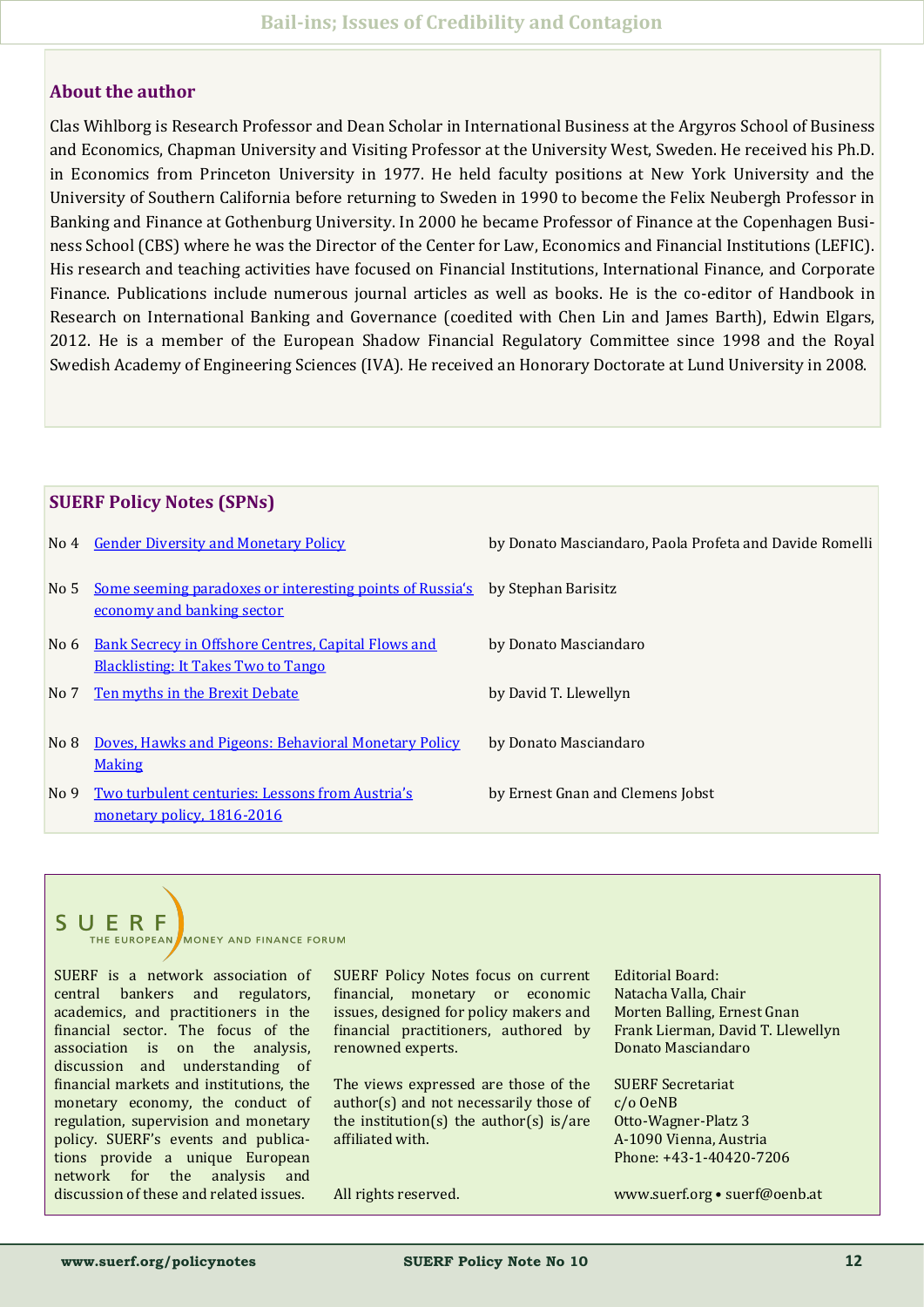## About the author

Clas Wihlborg is Research Professor and Dean Scholar in International Business at the Argyros School of Business and Economics, Chapman University and Visiting Professor at the University West, Sweden. He received his Ph.D. in Economics from Princeton University in 1977. He held faculty positions at New York University and the University of Southern California before returning to Sweden in 1990 to become the Felix Neubergh Professor in Banking and Finance at Gothenburg University. In 2000 he became Professor of Finance at the Copenhagen Business School (CBS) where he was the Director of the Center for Law, Economics and Financial Institutions (LEFIC). His research and teaching activities have focused on Financial Institutions, International Finance, and Corporate Finance. Publications include numerous journal articles as well as books. He is the co-editor of Handbook in Research on International Banking and Governance (coedited with Chen Lin and James Barth), Edwin Elgars, 2012. He is a member of the European Shadow Financial Regulatory Committee since 1998 and the Royal Swedish Academy of Engineering Sciences (IVA). He received an Honorary Doctorate at Lund University in 2008.

## SUERF Policy Notes (SPNs)

| | | |
|---|---|---|
| No 4 | Gender Diversity and Monetary Policy | by Donato Masciandaro, Paola Profeta and Davide Romelli |
| No 5 | Some seeming paradoxes or interesting points of Russia's economy and banking sector | by Stephan Barisitz |
| No 6 | Bank Secrecy in Offshore Centres, Capital Flows and Blacklisting: It Takes Two to Tango | by Donato Masciandaro |
| No 7 | Ten myths in the Brexit Debate | by David T. Llewellyn |
| No 8 | Doves, Hawks and Pigeons: Behavioral Monetary Policy Making | by Donato Masciandaro |
| No 9 | Two turbulent centuries: Lessons from Austria's monetary policy, 1816-2016 | by Ernest Gnan and Clemens Jobst |

SUERF THE EUROPEAN MONEY AND FINANCE FORUM

SUERF is a network association of central bankers and regulators, academics, and practitioners in the financial sector. The focus of the association is on the analysis, discussion and understanding of financial markets and institutions, the monetary economy, the conduct of regulation, supervision and monetary policy. SUERF's events and publications provide a unique European network for the analysis and discussion of these and related issues.

SUERF Policy Notes focus on current financial, monetary or economic issues, designed for policy makers and financial practitioners, authored by renowned experts.

The views expressed are those of the author(s) and not necessarily those of the institution(s) the author(s) is/are affiliated with.

All rights reserved.

Editorial Board:
Natacha Valla, Chair
Morten Balling, Ernest Gnan
Frank Lierman, David T. Llewellyn
Donato Masciandaro

SUERF Secretariat
c/o OeNB
Otto-Wagner-Platz 3
A-1090 Vienna, Austria
Phone: +43-1-40420-7206

www.suerf.org • suerf@oenb.at